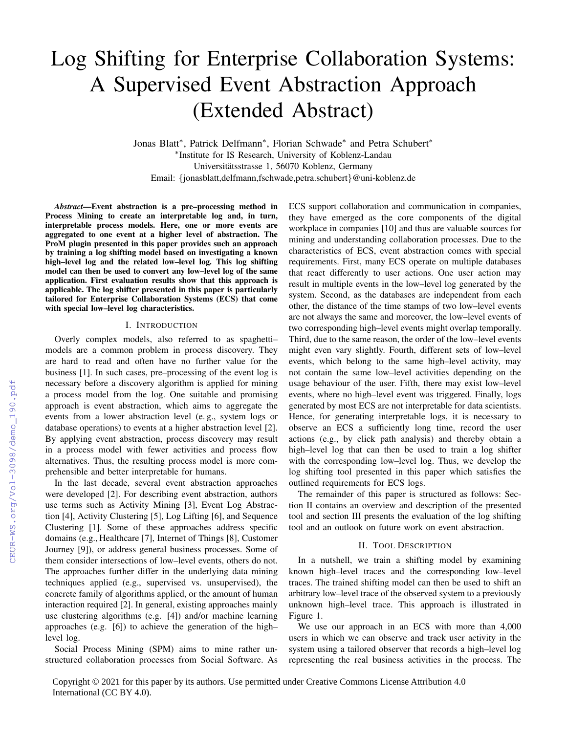# Log Shifting for Enterprise Collaboration Systems: A Supervised Event Abstraction Approach (Extended Abstract)

Jonas Blatt*, Patrick Delfmann*, Florian Schwade* and Petra Schubert*

*Institute for IS Research, University of Koblenz-Landau
Universitätsstrasse 1, 56070 Koblenz, Germany
Email: {jonasblatt,delfmann,fschwade,petra.schubert}@uni-koblenz.de

***Abstract*—Event abstraction is a pre–processing method in Process Mining to create an interpretable log and, in turn, interpretable process models. Here, one or more events are aggregated to one event at a higher level of abstraction. The ProM plugin presented in this paper provides such an approach by training a log shifting model based on investigating a known high–level log and the related low–level log. This log shifting model can then be used to convert any low–level log of the same application. First evaluation results show that this approach is applicable. The log shifter presented in this paper is particularly tailored for Enterprise Collaboration Systems (ECS) that come with special low–level log characteristics.**

## I. Introduction

Overly complex models, also referred to as spaghetti–models are a common problem in process discovery. They are hard to read and often have no further value for the business [1]. In such cases, pre–processing of the event log is necessary before a discovery algorithm is applied for mining a process model from the log. One suitable and promising approach is event abstraction, which aims to aggregate the events from a lower abstraction level (e. g., system logs or database operations) to events at a higher abstraction level [2]. By applying event abstraction, process discovery may result in a process model with fewer activities and process flow alternatives. Thus, the resulting process model is more comprehensible and better interpretable for humans.

In the last decade, several event abstraction approaches were developed [2]. For describing event abstraction, authors use terms such as Activity Mining [3], Event Log Abstraction [4], Activity Clustering [5], Log Lifting [6], and Sequence Clustering [1]. Some of these approaches address specific domains (e.g., Healthcare [7], Internet of Things [8], Customer Journey [9]), or address general business processes. Some of them consider intersections of low–level events, others do not. The approaches further differ in the underlying data mining techniques applied (e.g., supervised vs. unsupervised), the concrete family of algorithms applied, or the amount of human interaction required [2]. In general, existing approaches mainly use clustering algorithms (e.g. [4]) and/or machine learning approaches (e.g. [6]) to achieve the generation of the high–level log.

Social Process Mining (SPM) aims to mine rather unstructured collaboration processes from Social Software. As ECS support collaboration and communication in companies, they have emerged as the core components of the digital workplace in companies [10] and thus are valuable sources for mining and understanding collaboration processes. Due to the characteristics of ECS, event abstraction comes with special requirements. First, many ECS operate on multiple databases that react differently to user actions. One user action may result in multiple events in the low–level log generated by the system. Second, as the databases are independent from each other, the distance of the time stamps of two low–level events are not always the same and moreover, the low–level events of two corresponding high–level events might overlap temporally. Third, due to the same reason, the order of the low–level events might even vary slightly. Fourth, different sets of low–level events, which belong to the same high–level activity, may not contain the same low–level activities depending on the usage behaviour of the user. Fifth, there may exist low–level events, where no high–level event was triggered. Finally, logs generated by most ECS are not interpretable for data scientists. Hence, for generating interpretable logs, it is necessary to observe an ECS a sufficiently long time, record the user actions (e.g., by click path analysis) and thereby obtain a high–level log that can then be used to train a log shifter with the corresponding low–level log. Thus, we develop the log shifting tool presented in this paper which satisfies the outlined requirements for ECS logs.

The remainder of this paper is structured as follows: Section II contains an overview and description of the presented tool and section III presents the evaluation of the log shifting tool and an outlook on future work on event abstraction.

## II. Tool Description

In a nutshell, we train a shifting model by examining known high–level traces and the corresponding low–level traces. The trained shifting model can then be used to shift an arbitrary low–level trace of the observed system to a previously unknown high–level trace. This approach is illustrated in Figure 1.

We use our approach in an ECS with more than 4,000 users in which we can observe and track user activity in the system using a tailored observer that records a high–level log representing the real business activities in the process. The

Copyright © 2021 for this paper by its authors. Use permitted under Creative Commons License Attribution 4.0 International (CC BY 4.0).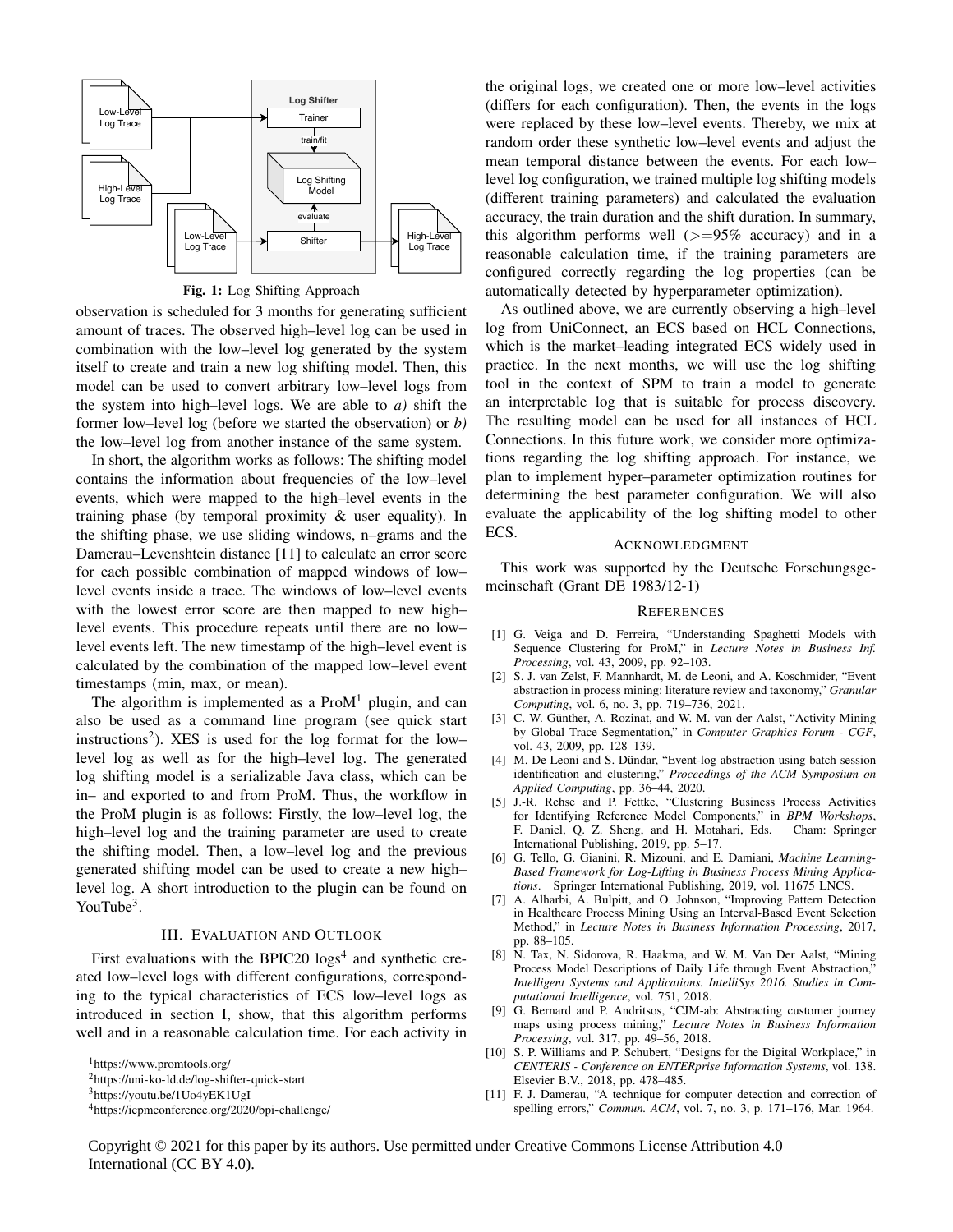Low-Level Log Trace

High-Level Log Trace

Log Shifter

Trainer

train/fit

Log Shifting Model

evaluate

Low-Level Log Trace

Shifter

High-Level Log Trace

**Fig. 1:** Log Shifting Approach

observation is scheduled for 3 months for generating sufficient amount of traces. The observed high–level log can be used in combination with the low–level log generated by the system itself to create and train a new log shifting model. Then, this model can be used to convert arbitrary low–level logs from the system into high–level logs. We are able to *a)* shift the former low–level log (before we started the observation) or *b)* the low–level log from another instance of the same system.

In short, the algorithm works as follows: The shifting model contains the information about frequencies of the low–level events, which were mapped to the high–level events in the training phase (by temporal proximity & user equality). In the shifting phase, we use sliding windows, n–grams and the Damerau–Levenshtein distance [11] to calculate an error score for each possible combination of mapped windows of low–level events inside a trace. The windows of low–level events with the lowest error score are then mapped to new high–level events. This procedure repeats until there are no low–level events left. The new timestamp of the high–level event is calculated by the combination of the mapped low–level event timestamps (min, max, or mean).

The algorithm is implemented as a ProM[1] plugin, and can also be used as a command line program (see quick start instructions[2]). XES is used for the log format for the low–level log as well as for the high–level log. The generated log shifting model is a serializable Java class, which can be in– and exported to and from ProM. Thus, the workflow in the ProM plugin is as follows: Firstly, the low–level log, the high–level log and the training parameter are used to create the shifting model. Then, a low–level log and the previous generated shifting model can be used to create a new high–level log. A short introduction to the plugin can be found on YouTube[3].

## III. Evaluation and Outlook

First evaluations with the BPIC20 logs[4] and synthetic created low–level logs with different configurations, corresponding to the typical characteristics of ECS low–level logs as introduced in section I, show, that this algorithm performs well and in a reasonable calculation time. For each activity in the original logs, we created one or more low–level activities (differs for each configuration). Then, the events in the logs were replaced by these low–level events. Thereby, we mix at random order these synthetic low–level events and adjust the mean temporal distance between the events. For each low–level log configuration, we trained multiple log shifting models (different training parameters) and calculated the evaluation accuracy, the train duration and the shift duration. In summary, this algorithm performs well (>=95% accuracy) and in a reasonable calculation time, if the training parameters are configured correctly regarding the log properties (can be automatically detected by hyperparameter optimization).

As outlined above, we are currently observing a high–level log from UniConnect, an ECS based on HCL Connections, which is the market–leading integrated ECS widely used in practice. In the next months, we will use the log shifting tool in the context of SPM to train a model to generate an interpretable log that is suitable for process discovery. The resulting model can be used for all instances of HCL Connections. In this future work, we consider more optimizations regarding the log shifting approach. For instance, we plan to implement hyper–parameter optimization routines for determining the best parameter configuration. We will also evaluate the applicability of the log shifting model to other ECS.

## Acknowledgment

This work was supported by the Deutsche Forschungsgemeinschaft (Grant DE 1983/12-1)

## References

[1] G. Veiga and D. Ferreira, "Understanding Spaghetti Models with Sequence Clustering for ProM," in *Lecture Notes in Business Inf. Processing*, vol. 43, 2009, pp. 92–103.

[2] S. J. van Zelst, F. Mannhardt, M. de Leoni, and A. Koschmider, "Event abstraction in process mining: literature review and taxonomy," *Granular Computing*, vol. 6, no. 3, pp. 719–736, 2021.

[3] C. W. Günther, A. Rozinat, and W. M. van der Aalst, "Activity Mining by Global Trace Segmentation," in *Computer Graphics Forum - CGF*, vol. 43, 2009, pp. 128–139.

[4] M. De Leoni and S. Dündar, "Event-log abstraction using batch session identification and clustering," *Proceedings of the ACM Symposium on Applied Computing*, pp. 36–44, 2020.

[5] J.-R. Rehse and P. Fettke, "Clustering Business Process Activities for Identifying Reference Model Components," in *BPM Workshops*, F. Daniel, Q. Z. Sheng, and H. Motahari, Eds. Cham: Springer International Publishing, 2019, pp. 5–17.

[6] G. Tello, G. Gianini, R. Mizouni, and E. Damiani, *Machine Learning-Based Framework for Log-Lifting in Business Process Mining Applications*. Springer International Publishing, 2019, vol. 11675 LNCS.

[7] A. Alharbi, A. Bulpitt, and O. Johnson, "Improving Pattern Detection in Healthcare Process Mining Using an Interval-Based Event Selection Method," in *Lecture Notes in Business Information Processing*, 2017, pp. 88–105.

[8] N. Tax, N. Sidorova, R. Haakma, and W. M. Van Der Aalst, "Mining Process Model Descriptions of Daily Life through Event Abstraction," *Intelligent Systems and Applications. IntelliSys 2016. Studies in Computational Intelligence*, vol. 751, 2018.

[9] G. Bernard and P. Andritsos, "CJM-ab: Abstracting customer journey maps using process mining," *Lecture Notes in Business Information Processing*, vol. 317, pp. 49–56, 2018.

[10] S. P. Williams and P. Schubert, "Designs for the Digital Workplace," in *CENTERIS - Conference on ENTERprise Information Systems*, vol. 138. Elsevier B.V., 2018, pp. 478–485.

[11] F. J. Damerau, "A technique for computer detection and correction of spelling errors," *Commun. ACM*, vol. 7, no. 3, p. 171–176, Mar. 1964.

[1] https://www.promtools.org/

[2] https://uni-ko-ld.de/log-shifter-quick-start

[3] https://youtu.be/1Uo4yEK1UgI

[4] https://icpmconference.org/2020/bpi-challenge/

Copyright © 2021 for this paper by its authors. Use permitted under Creative Commons License Attribution 4.0 International (CC BY 4.0).